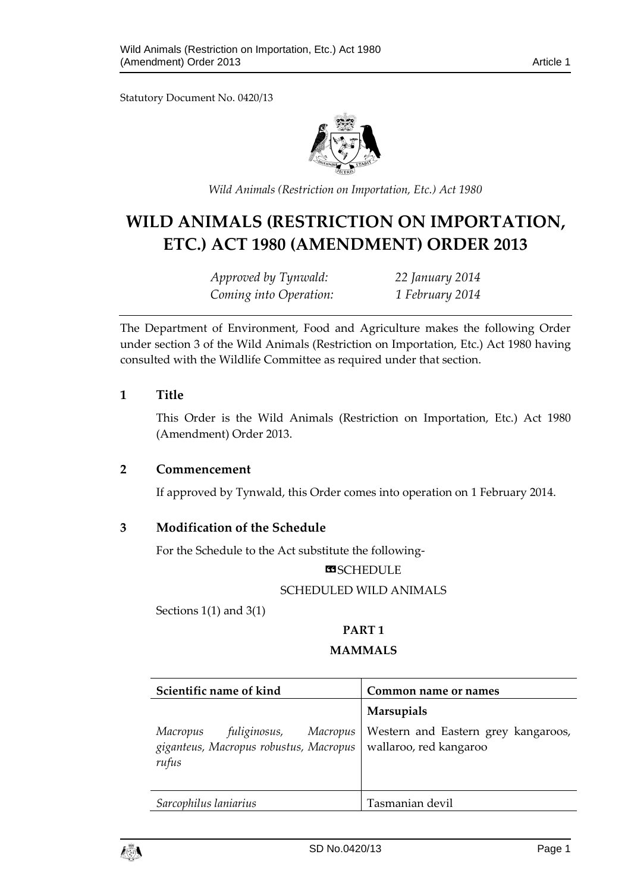Statutory Document No. 0420/13

*Wild Animals (Restriction on Importation, Etc.) Act 1980*

# WILD ANIMALS (RESTRICTION ON IMPORTATION, ETC.) ACT 1980 (AMENDMENT) ORDER 2013

*Approved by Tynwald:* *22 January 2014*
*Coming into Operation:* *1 February 2014*

The Department of Environment, Food and Agriculture makes the following Order under section 3 of the Wild Animals (Restriction on Importation, Etc.) Act 1980 having consulted with the Wildlife Committee as required under that section.

## 1 Title

This Order is the Wild Animals (Restriction on Importation, Etc.) Act 1980 (Amendment) Order 2013.

## 2 Commencement

If approved by Tynwald, this Order comes into operation on 1 February 2014.

## 3 Modification of the Schedule

For the Schedule to the Act substitute the following-

«SCHEDULE

SCHEDULED WILD ANIMALS

Sections 1(1) and 3(1)

**PART 1**

**MAMMALS**

| Scientific name of kind | Common name or names |
|---|---|
| | **Marsupials** |
| *Macropus fuliginosus, Macropus giganteus, Macropus robustus, Macropus rufus* | Western and Eastern grey kangaroos, wallaroo, red kangaroo |
| *Sarcophilus laniarius* | Tasmanian devil |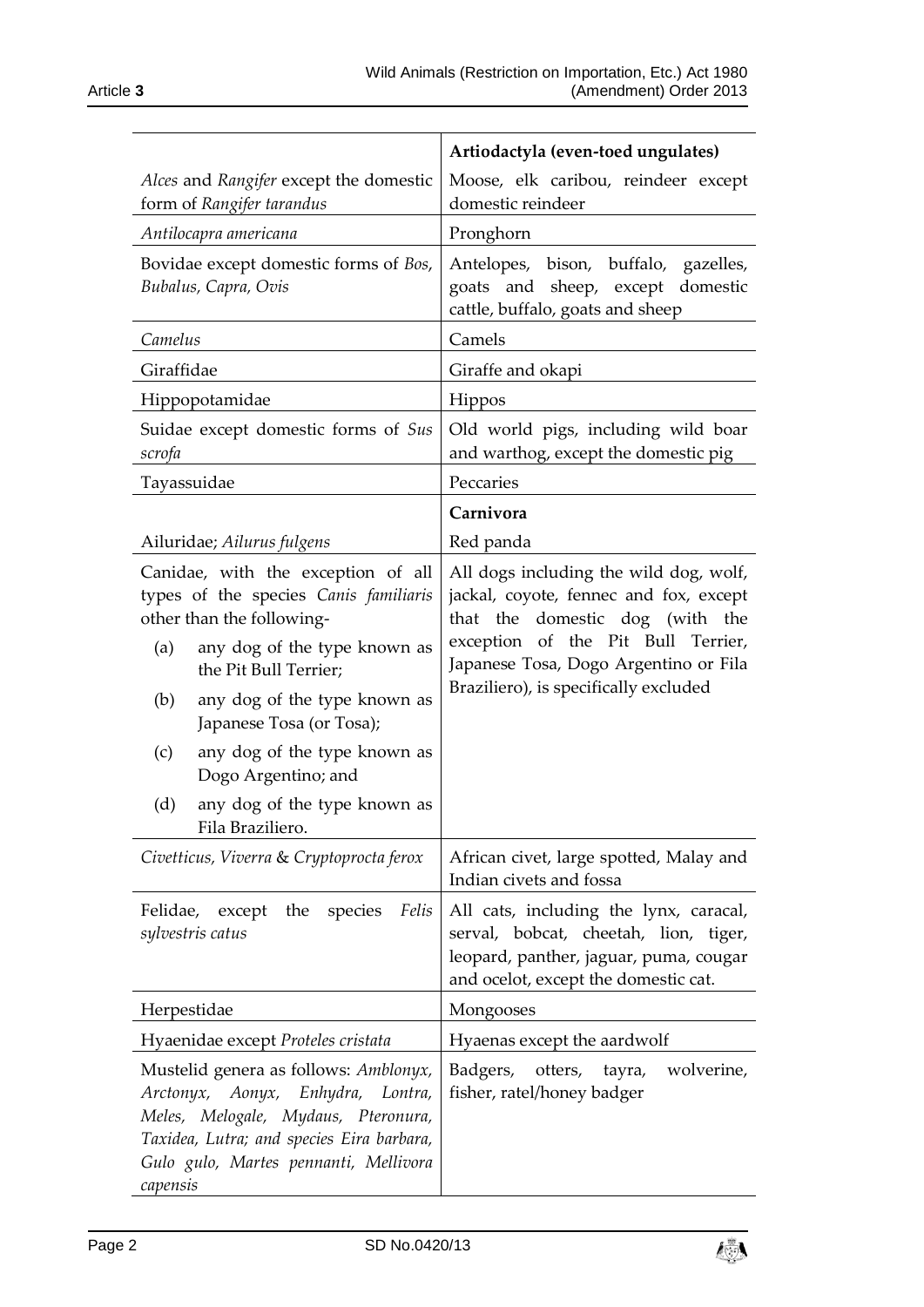| | **Artiodactyla (even-toed ungulates)** |
|---|---|
| *Alces* and *Rangifer* except the domestic form of *Rangifer tarandus* | Moose, elk caribou, reindeer except domestic reindeer |
| *Antilocapra americana* | Pronghorn |
| Bovidae except domestic forms of *Bos*, *Bubalus, Capra, Ovis* | Antelopes, bison, buffalo, gazelles, goats and sheep, except domestic cattle, buffalo, goats and sheep |
| *Camelus* | Camels |
| Giraffidae | Giraffe and okapi |
| Hippopotamidae | Hippos |
| Suidae except domestic forms of *Sus scrofa* | Old world pigs, including wild boar and warthog, except the domestic pig |
| Tayassuidae | Peccaries |
| | **Carnivora** |
| Ailuridae; *Ailurus fulgens* | Red panda |
| Canidae, with the exception of all types of the species *Canis familiaris* other than the following- (a) any dog of the type known as the Pit Bull Terrier; (b) any dog of the type known as Japanese Tosa (or Tosa); (c) any dog of the type known as Dogo Argentino; and (d) any dog of the type known as Fila Braziliero. | All dogs including the wild dog, wolf, jackal, coyote, fennec and fox, except that the domestic dog (with the exception of the Pit Bull Terrier, Japanese Tosa, Dogo Argentino or Fila Braziliero), is specifically excluded |
| *Civetticus, Viverra* & *Cryptoprocta ferox* | African civet, large spotted, Malay and Indian civets and fossa |
| Felidae, except the species *Felis sylvestris catus* | All cats, including the lynx, caracal, serval, bobcat, cheetah, lion, tiger, leopard, panther, jaguar, puma, cougar and ocelot, except the domestic cat. |
| Herpestidae | Mongooses |
| Hyaenidae except *Proteles cristata* | Hyaenas except the aardwolf |
| Mustelid genera as follows: *Amblonyx, Arctonyx, Aonyx, Enhydra, Lontra, Meles, Melogale, Mydaus, Pteronura, Taxidea, Lutra;* and species *Eira barbara, Gulo gulo, Martes pennanti, Mellivora capensis* | Badgers, otters, tayra, wolverine, fisher, ratel/honey badger |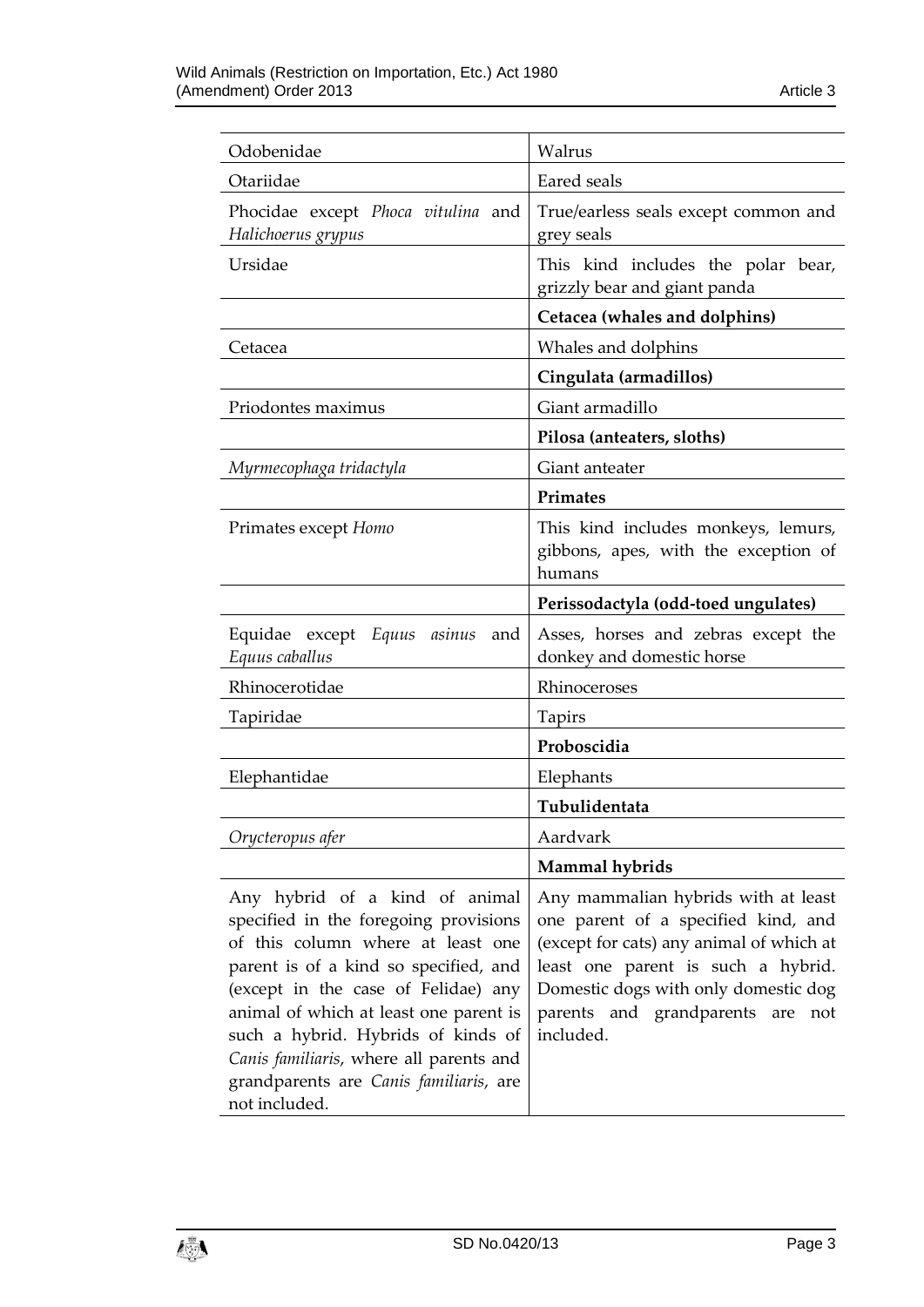| | |
|---|---|
| Odobenidae | Walrus |
| Otariidae | Eared seals |
| Phocidae except *Phoca vitulina* and *Halichoerus grypus* | True/earless seals except common and grey seals |
| Ursidae | This kind includes the polar bear, grizzly bear and giant panda |
| | **Cetacea (whales and dolphins)** |
| Cetacea | Whales and dolphins |
| | **Cingulata (armadillos)** |
| Priodontes maximus | Giant armadillo |
| | **Pilosa (anteaters, sloths)** |
| *Myrmecophaga tridactyla* | Giant anteater |
| | **Primates** |
| Primates except *Homo* | This kind includes monkeys, lemurs, gibbons, apes, with the exception of humans |
| | **Perissodactyla (odd-toed ungulates)** |
| Equidae except *Equus asinus* and *Equus caballus* | Asses, horses and zebras except the donkey and domestic horse |
| Rhinocerotidae | Rhinoceroses |
| Tapiridae | Tapirs |
| | **Proboscidia** |
| Elephantidae | Elephants |
| | **Tubulidentata** |
| *Orycteropus afer* | Aardvark |
| | **Mammal hybrids** |
| Any hybrid of a kind of animal specified in the foregoing provisions of this column where at least one parent is of a kind so specified, and (except in the case of Felidae) any animal of which at least one parent is such a hybrid. Hybrids of kinds of *Canis familiaris*, where all parents and grandparents are *Canis familiaris*, are not included. | Any mammalian hybrids with at least one parent of a specified kind, and (except for cats) any animal of which at least one parent is such a hybrid. Domestic dogs with only domestic dog parents and grandparents are not included. |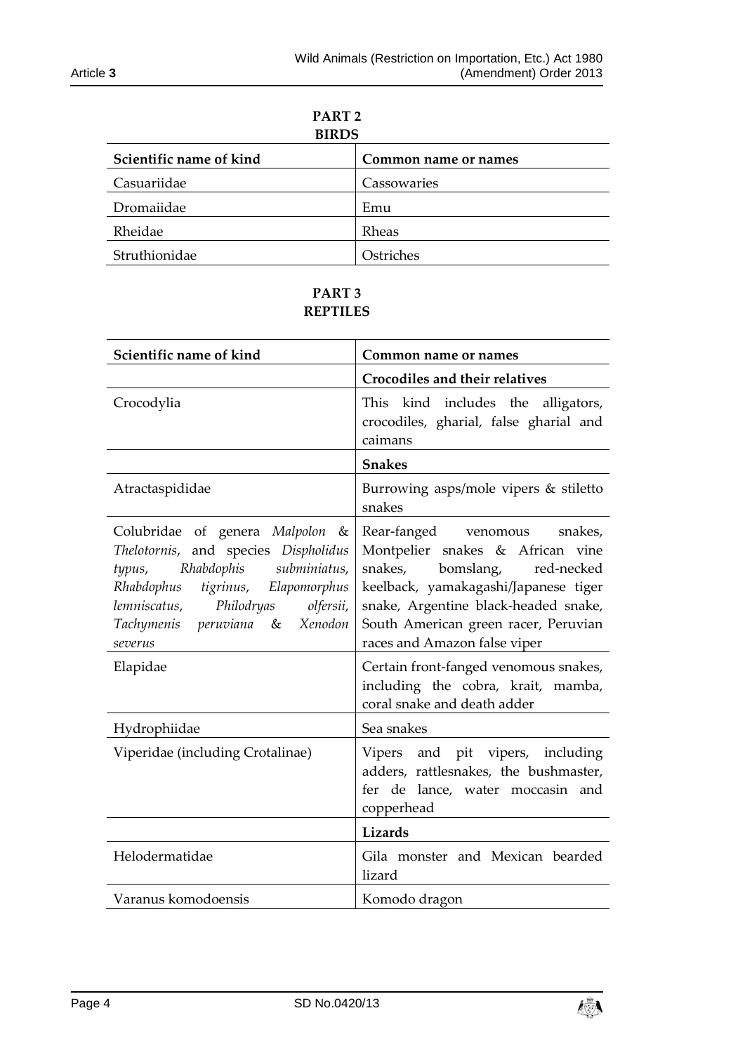## PART 2
### BIRDS

| Scientific name of kind | Common name or names |
| --- | --- |
| Casuariidae | Cassowaries |
| Dromaiidae | Emu |
| Rheidae | Rheas |
| Struthionidae | Ostriches |

## PART 3
### REPTILES

| Scientific name of kind | Common name or names |
| --- | --- |
| | **Crocodiles and their relatives** |
| Crocodylia | This kind includes the alligators, crocodiles, gharial, false gharial and caimans |
| | **Snakes** |
| Atractaspididae | Burrowing asps/mole vipers & stiletto snakes |
| Colubridae of genera *Malpolon* & *Thelotornis*, and species *Dispholidus typus*, *Rhabdophis subminiatus*, *Rhabdophus tigrinus*, *Elapomorphus lemniscatus*, *Philodryas olfersii*, *Tachymenis peruviana* & *Xenodon severus* | Rear-fanged venomous snakes, Montpelier snakes & African vine snakes, bomslang, red-necked keelback, yamakagashi/Japanese tiger snake, Argentine black-headed snake, South American green racer, Peruvian races and Amazon false viper |
| Elapidae | Certain front-fanged venomous snakes, including the cobra, krait, mamba, coral snake and death adder |
| Hydrophiidae | Sea snakes |
| Viperidae (including Crotalinae) | Vipers and pit vipers, including adders, rattlesnakes, the bushmaster, fer de lance, water moccasin and copperhead |
| | **Lizards** |
| Helodermatidae | Gila monster and Mexican bearded lizard |
| Varanus komodoensis | Komodo dragon |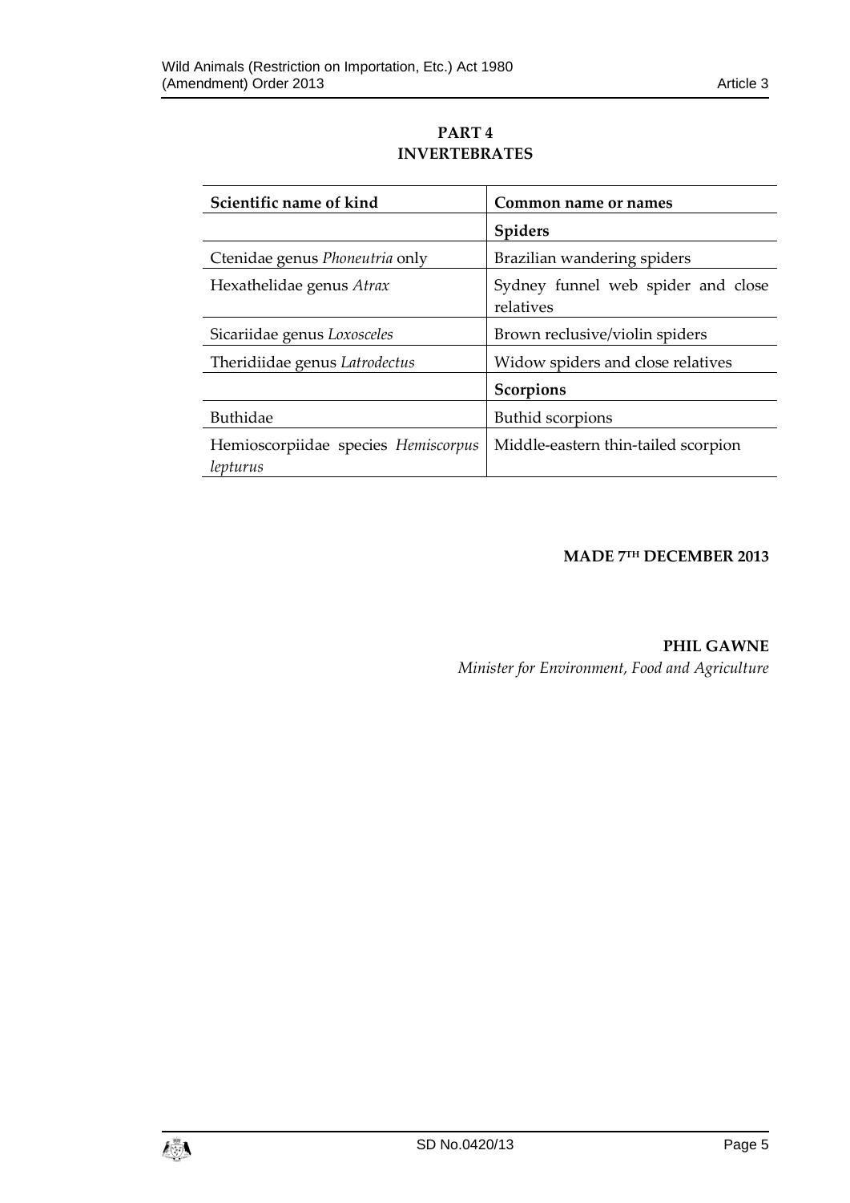## PART 4
## INVERTEBRATES

| Scientific name of kind | Common name or names |
|---|---|
| | **Spiders** |
| Ctenidae genus *Phoneutria* only | Brazilian wandering spiders |
| Hexathelidae genus *Atrax* | Sydney funnel web spider and close relatives |
| Sicariidae genus *Loxosceles* | Brown reclusive/violin spiders |
| Theridiidae genus *Latrodectus* | Widow spiders and close relatives |
| | **Scorpions** |
| Buthidae | Buthid scorpions |
| Hemioscorpiidae species *Hemiscorpus lepturus* | Middle-eastern thin-tailed scorpion |

**MADE 7TH DECEMBER 2013**

**PHIL GAWNE**
*Minister for Environment, Food and Agriculture*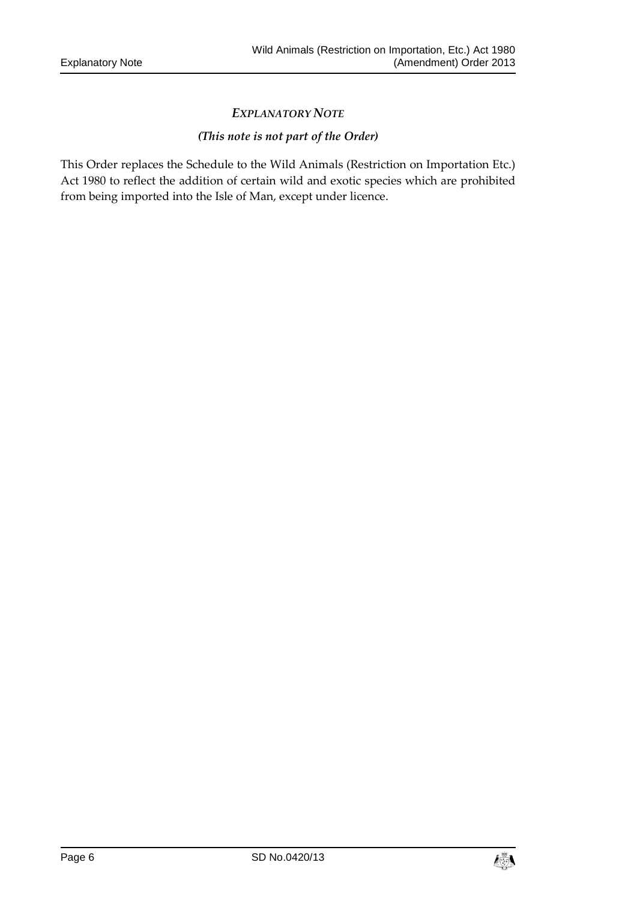## *EXPLANATORY NOTE*

***(This note is not part of the Order)***

This Order replaces the Schedule to the Wild Animals (Restriction on Importation Etc.) Act 1980 to reflect the addition of certain wild and exotic species which are prohibited from being imported into the Isle of Man, except under licence.